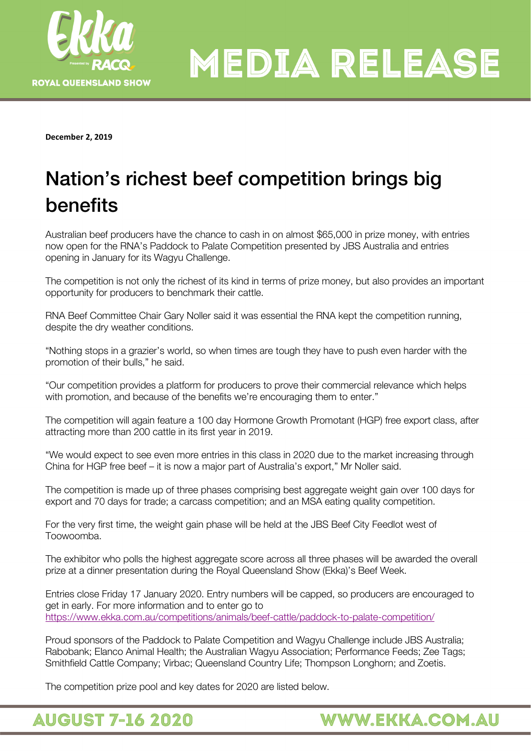**MEDIA RELEASE**

**December 2, 2019**

# Nation's richest beef competition brings big benefits

Australian beef producers have the chance to cash in on almost $65,000 in prize money, with entries now open for the RNA's Paddock to Palate Competition presented by JBS Australia and entries opening in January for its Wagyu Challenge.

The competition is not only the richest of its kind in terms of prize money, but also provides an important opportunity for producers to benchmark their cattle.

RNA Beef Committee Chair Gary Noller said it was essential the RNA kept the competition running, despite the dry weather conditions.

"Nothing stops in a grazier's world, so when times are tough they have to push even harder with the promotion of their bulls," he said.

"Our competition provides a platform for producers to prove their commercial relevance which helps with promotion, and because of the benefits we're encouraging them to enter."

The competition will again feature a 100 day Hormone Growth Promotant (HGP) free export class, after attracting more than 200 cattle in its first year in 2019.

"We would expect to see even more entries in this class in 2020 due to the market increasing through China for HGP free beef – it is now a major part of Australia's export," Mr Noller said.

The competition is made up of three phases comprising best aggregate weight gain over 100 days for export and 70 days for trade; a carcass competition; and an MSA eating quality competition.

For the very first time, the weight gain phase will be held at the JBS Beef City Feedlot west of Toowoomba.

The exhibitor who polls the highest aggregate score across all three phases will be awarded the overall prize at a dinner presentation during the Royal Queensland Show (Ekka)'s Beef Week.

Entries close Friday 17 January 2020. Entry numbers will be capped, so producers are encouraged to get in early. For more information and to enter go to https://www.ekka.com.au/competitions/animals/beef-cattle/paddock-to-palate-competition/

Proud sponsors of the Paddock to Palate Competition and Wagyu Challenge include JBS Australia; Rabobank; Elanco Animal Health; the Australian Wagyu Association; Performance Feeds; Zee Tags; Smithfield Cattle Company; Virbac; Queensland Country Life; Thompson Longhorn; and Zoetis.

The competition prize pool and key dates for 2020 are listed below.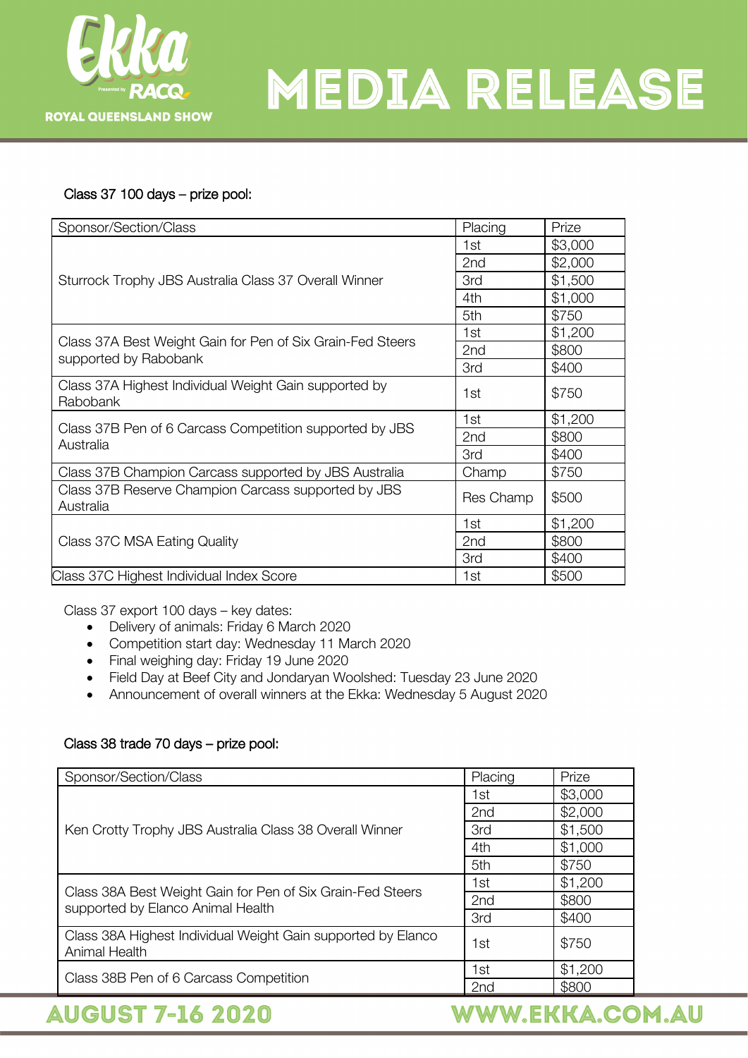Class 37 100 days – prize pool:

| Sponsor/Section/Class | Placing | Prize |
|---|---|---|
| Sturrock Trophy JBS Australia Class 37 Overall Winner | 1st | $3,000 |
| | 2nd | $2,000 |
| | 3rd | $1,500 |
| | 4th | $1,000 |
| | 5th | $750 |
| Class 37A Best Weight Gain for Pen of Six Grain-Fed Steers supported by Rabobank | 1st | $1,200 |
| | 2nd | $800 |
| | 3rd | $400 |
| Class 37A Highest Individual Weight Gain supported by Rabobank | 1st | $750 |
| Class 37B Pen of 6 Carcass Competition supported by JBS Australia | 1st | $1,200 |
| | 2nd | $800 |
| | 3rd | $400 |
| Class 37B Champion Carcass supported by JBS Australia | Champ | $750 |
| Class 37B Reserve Champion Carcass supported by JBS Australia | Res Champ | $500 |
| Class 37C MSA Eating Quality | 1st | $1,200 |
| | 2nd | $800 |
| | 3rd | $400 |
| Class 37C Highest Individual Index Score | 1st | $500 |

Class 37 export 100 days – key dates:

- Delivery of animals: Friday 6 March 2020
- Competition start day: Wednesday 11 March 2020
- Final weighing day: Friday 19 June 2020
- Field Day at Beef City and Jondaryan Woolshed: Tuesday 23 June 2020
- Announcement of overall winners at the Ekka: Wednesday 5 August 2020

Class 38 trade 70 days – prize pool:

| Sponsor/Section/Class | Placing | Prize |
|---|---|---|
| Ken Crotty Trophy JBS Australia Class 38 Overall Winner | 1st | $3,000 |
| | 2nd | $2,000 |
| | 3rd | $1,500 |
| | 4th | $1,000 |
| | 5th | $750 |
| Class 38A Best Weight Gain for Pen of Six Grain-Fed Steers supported by Elanco Animal Health | 1st | $1,200 |
| | 2nd | $800 |
| | 3rd | $400 |
| Class 38A Highest Individual Weight Gain supported by Elanco Animal Health | 1st | $750 |
| Class 38B Pen of 6 Carcass Competition | 1st | $1,200 |
| | 2nd | $800 |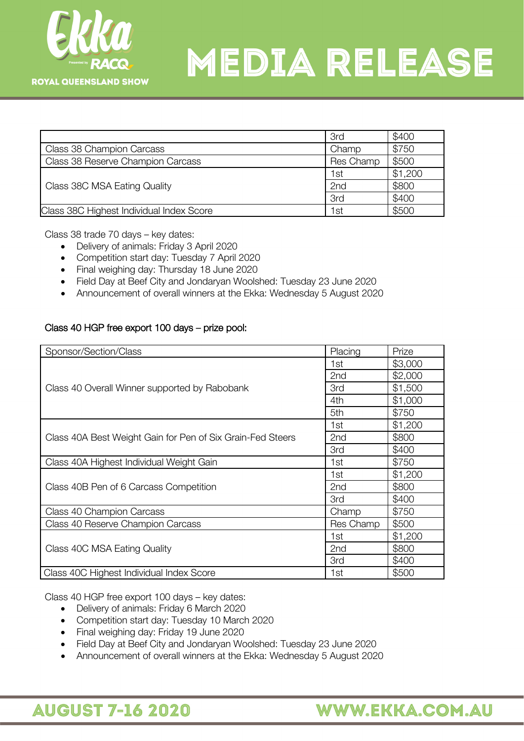| | | |
|---|---|---|
| | 3rd | $400 |
| Class 38 Champion Carcass | Champ | $750 |
| Class 38 Reserve Champion Carcass | Res Champ | $500 |
| Class 38C MSA Eating Quality | 1st | $1,200 |
| | 2nd | $800 |
| | 3rd | $400 |
| Class 38C Highest Individual Index Score | 1st | $500 |

Class 38 trade 70 days – key dates:

- Delivery of animals: Friday 3 April 2020
- Competition start day: Tuesday 7 April 2020
- Final weighing day: Thursday 18 June 2020
- Field Day at Beef City and Jondaryan Woolshed: Tuesday 23 June 2020
- Announcement of overall winners at the Ekka: Wednesday 5 August 2020

Class 40 HGP free export 100 days – prize pool:

| Sponsor/Section/Class | Placing | Prize |
|---|---|---|
| Class 40 Overall Winner supported by Rabobank | 1st | $3,000 |
| | 2nd | $2,000 |
| | 3rd | $1,500 |
| | 4th | $1,000 |
| | 5th | $750 |
| Class 40A Best Weight Gain for Pen of Six Grain-Fed Steers | 1st | $1,200 |
| | 2nd | $800 |
| | 3rd | $400 |
| Class 40A Highest Individual Weight Gain | 1st | $750 |
| Class 40B Pen of 6 Carcass Competition | 1st | $1,200 |
| | 2nd | $800 |
| | 3rd | $400 |
| Class 40 Champion Carcass | Champ | $750 |
| Class 40 Reserve Champion Carcass | Res Champ | $500 |
| Class 40C MSA Eating Quality | 1st | $1,200 |
| | 2nd | $800 |
| | 3rd | $400 |
| Class 40C Highest Individual Index Score | 1st | $500 |

Class 40 HGP free export 100 days – key dates:

- Delivery of animals: Friday 6 March 2020
- Competition start day: Tuesday 10 March 2020
- Final weighing day: Friday 19 June 2020
- Field Day at Beef City and Jondaryan Woolshed: Tuesday 23 June 2020
- Announcement of overall winners at the Ekka: Wednesday 5 August 2020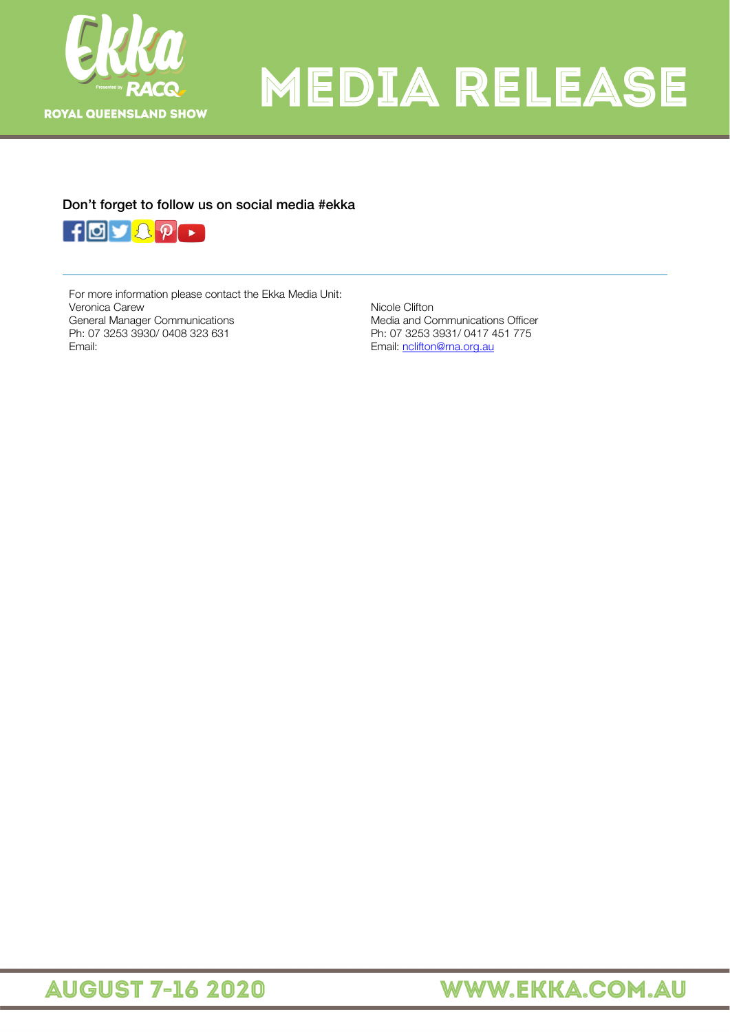Don't forget to follow us on social media #ekka

---

For more information please contact the Ekka Media Unit:

Veronica Carew
General Manager Communications
Ph: 07 3253 3930/ 0408 323 631
Email:

Nicole Clifton
Media and Communications Officer
Ph: 07 3253 3931/ 0417 451 775
Email: nclifton@rna.org.au